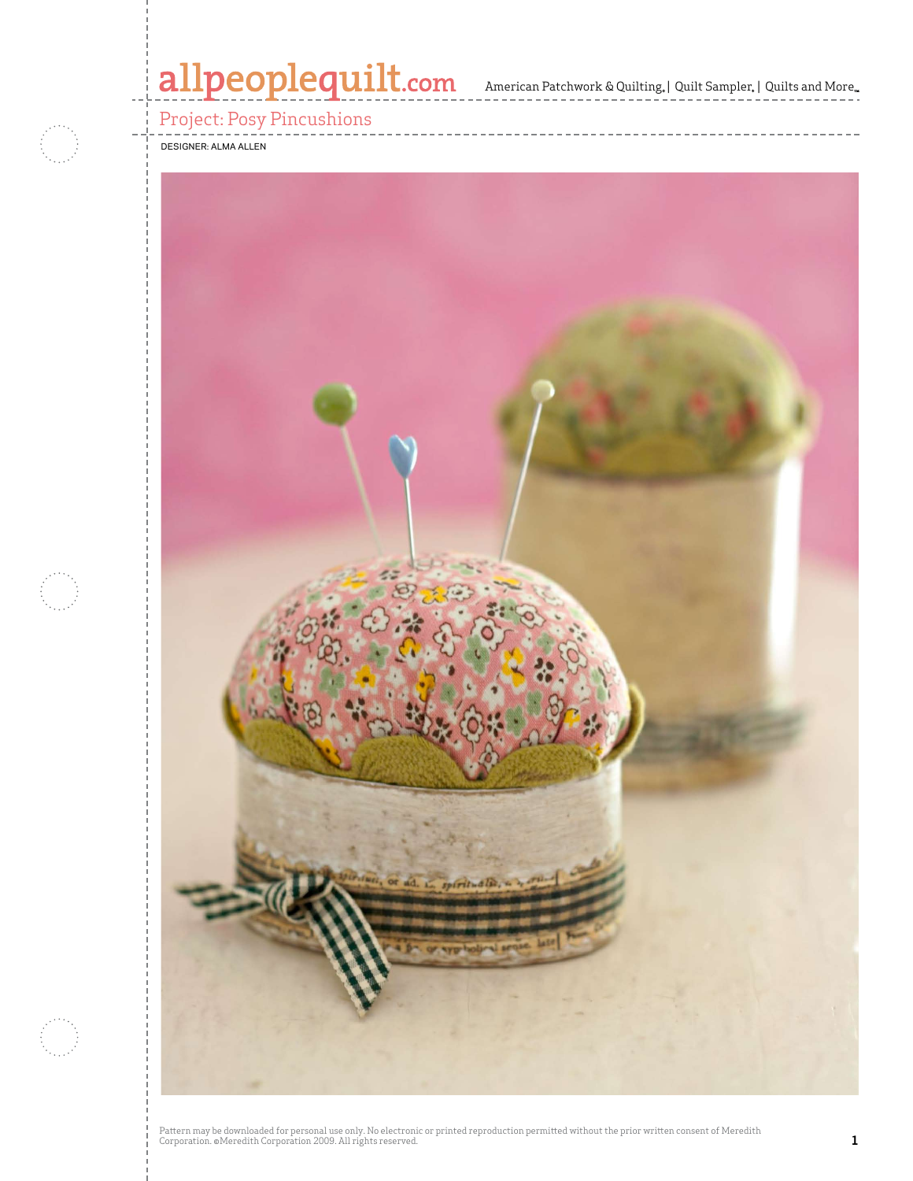# Project: Posy Pincushions

DESIGNER: ALMA ALLEN

Pattern may be downloaded for personal use only. No electronic or printed reproduction permitted without the prior written consent of Meredith Corporation. ©Meredith Corporation 2009. All rights reserved.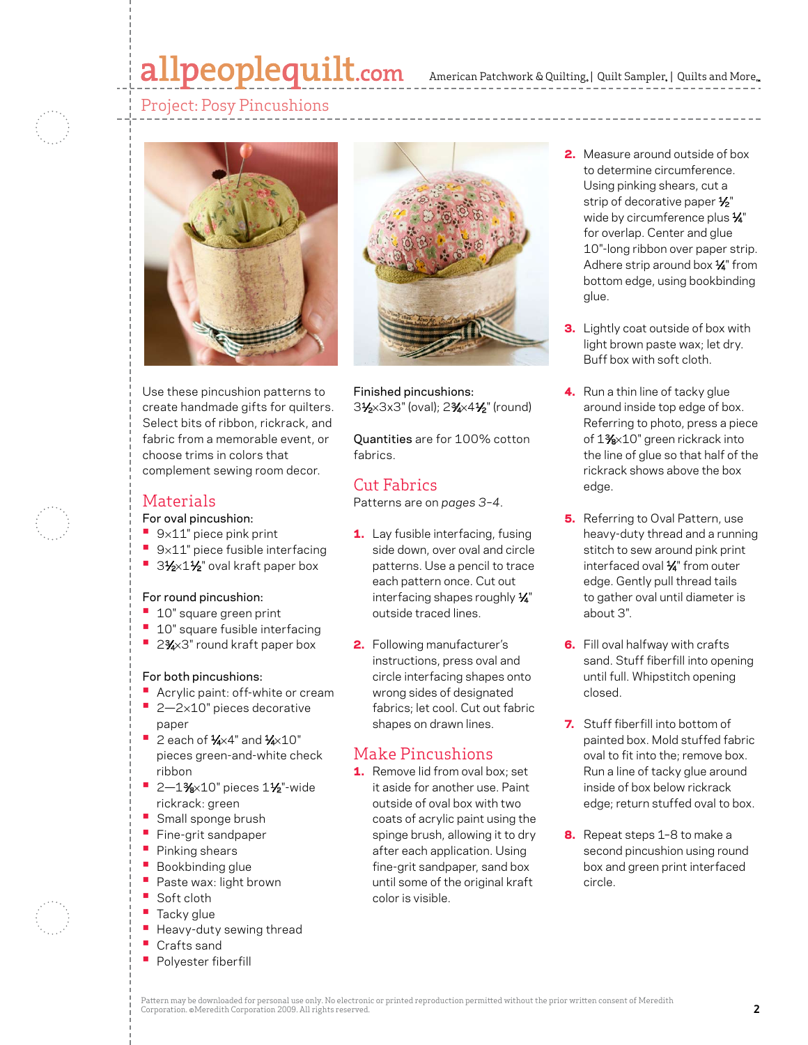# Project: Posy Pincushions

Use these pincushion patterns to create handmade gifts for quilters. Select bits of ribbon, rickrack, and fabric from a memorable event, or choose trims in colors that complement sewing room decor.

## Materials

For oval pincushion:

- 9×11" piece pink print
- 9×11" piece fusible interfacing
- 3½×1½" oval kraft paper box

For round pincushion:

- 10" square green print
- 10" square fusible interfacing
- 2¾×3" round kraft paper box

For both pincushions:

- Acrylic paint: off-white or cream
- 2—2×10" pieces decorative paper
- 2 each of ¼×4" and ¼×10" pieces green-and-white check ribbon
- 2—1⅜×10" pieces 1½"-wide rickrack: green
- Small sponge brush
- Fine-grit sandpaper
- Pinking shears
- Bookbinding glue
- Paste wax: light brown
- Soft cloth
- Tacky glue
- Heavy-duty sewing thread
- Crafts sand
- Polyester fiberfill

Finished pincushions: 3½×3x3" (oval); 2¾×4½" (round)

Quantities are for 100% cotton fabrics.

## Cut Fabrics

Patterns are on *pages 3–4*.

1. Lay fusible interfacing, fusing side down, over oval and circle patterns. Use a pencil to trace each pattern once. Cut out interfacing shapes roughly ¼" outside traced lines.
2. Following manufacturer's instructions, press oval and circle interfacing shapes onto wrong sides of designated fabrics; let cool. Cut out fabric shapes on drawn lines.

## Make Pincushions

1. Remove lid from oval box; set it aside for another use. Paint outside of oval box with two coats of acrylic paint using the spinge brush, allowing it to dry after each application. Using fine-grit sandpaper, sand box until some of the original kraft color is visible.
2. Measure around outside of box to determine circumference. Using pinking shears, cut a strip of decorative paper ½" wide by circumference plus ¼" for overlap. Center and glue 10"-long ribbon over paper strip. Adhere strip around box ¼" from bottom edge, using bookbinding glue.
3. Lightly coat outside of box with light brown paste wax; let dry. Buff box with soft cloth.
4. Run a thin line of tacky glue around inside top edge of box. Referring to photo, press a piece of 1⅜×10" green rickrack into the line of glue so that half of the rickrack shows above the box edge.
5. Referring to Oval Pattern, use heavy-duty thread and a running stitch to sew around pink print interfaced oval ¼" from outer edge. Gently pull thread tails to gather oval until diameter is about 3".
6. Fill oval halfway with crafts sand. Stuff fiberfill into opening until full. Whipstitch opening closed.
7. Stuff fiberfill into bottom of painted box. Mold stuffed fabric oval to fit into the; remove box. Run a line of tacky glue around inside of box below rickrack edge; return stuffed oval to box.
8. Repeat steps 1–8 to make a second pincushion using round box and green print interfaced circle.

Pattern may be downloaded for personal use only. No electronic or printed reproduction permitted without the prior written consent of Meredith Corporation. ©Meredith Corporation 2009. All rights reserved.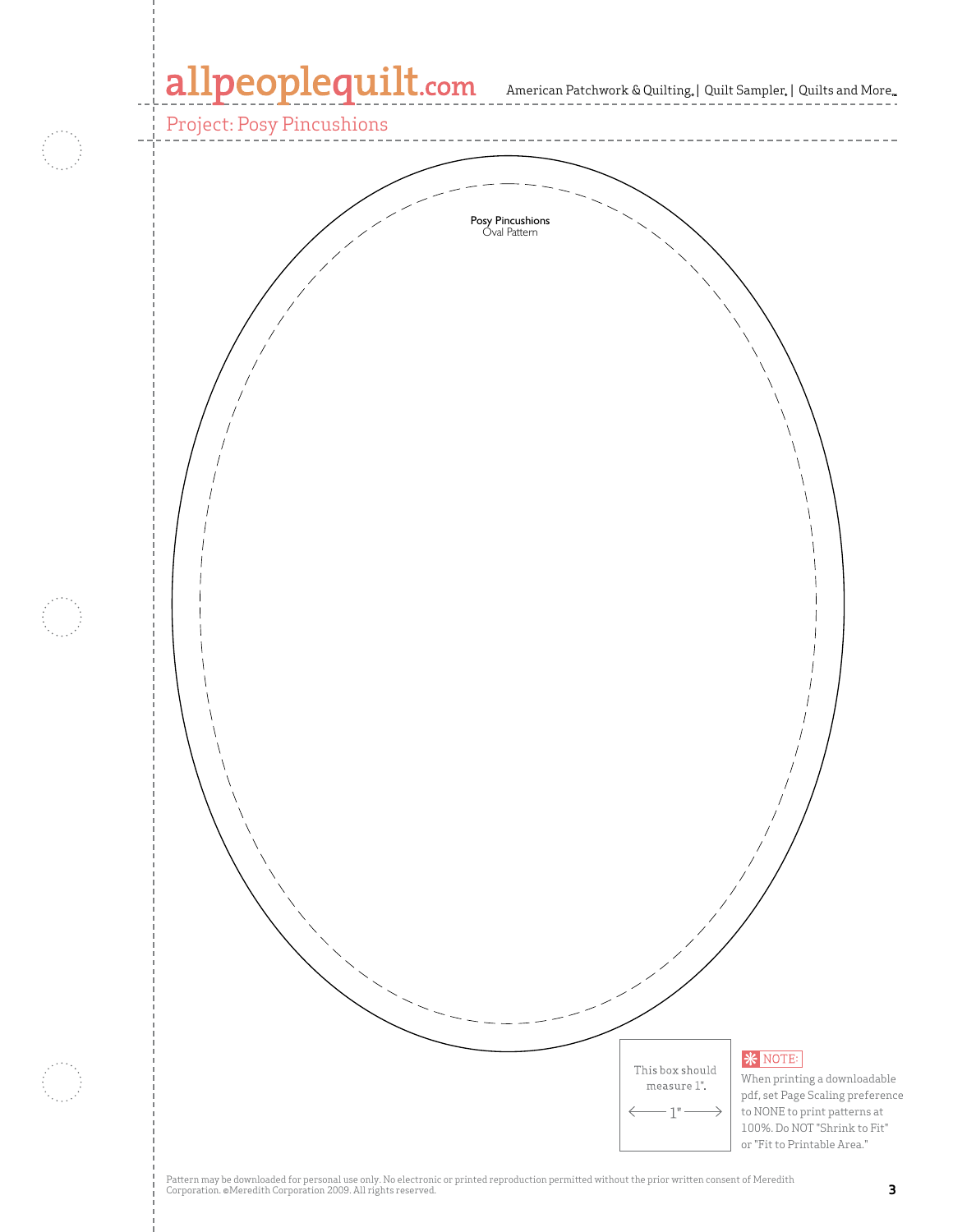Project: Posy Pincushions

Posy Pincushions
Oval Pattern

This box should measure 1".

1"

NOTE: When printing a downloadable pdf, set Page Scaling preference to NONE to print patterns at 100%. Do NOT "Shrink to Fit" or "Fit to Printable Area."

Pattern may be downloaded for personal use only. No electronic or printed reproduction permitted without the prior written consent of Meredith Corporation. ©Meredith Corporation 2009. All rights reserved.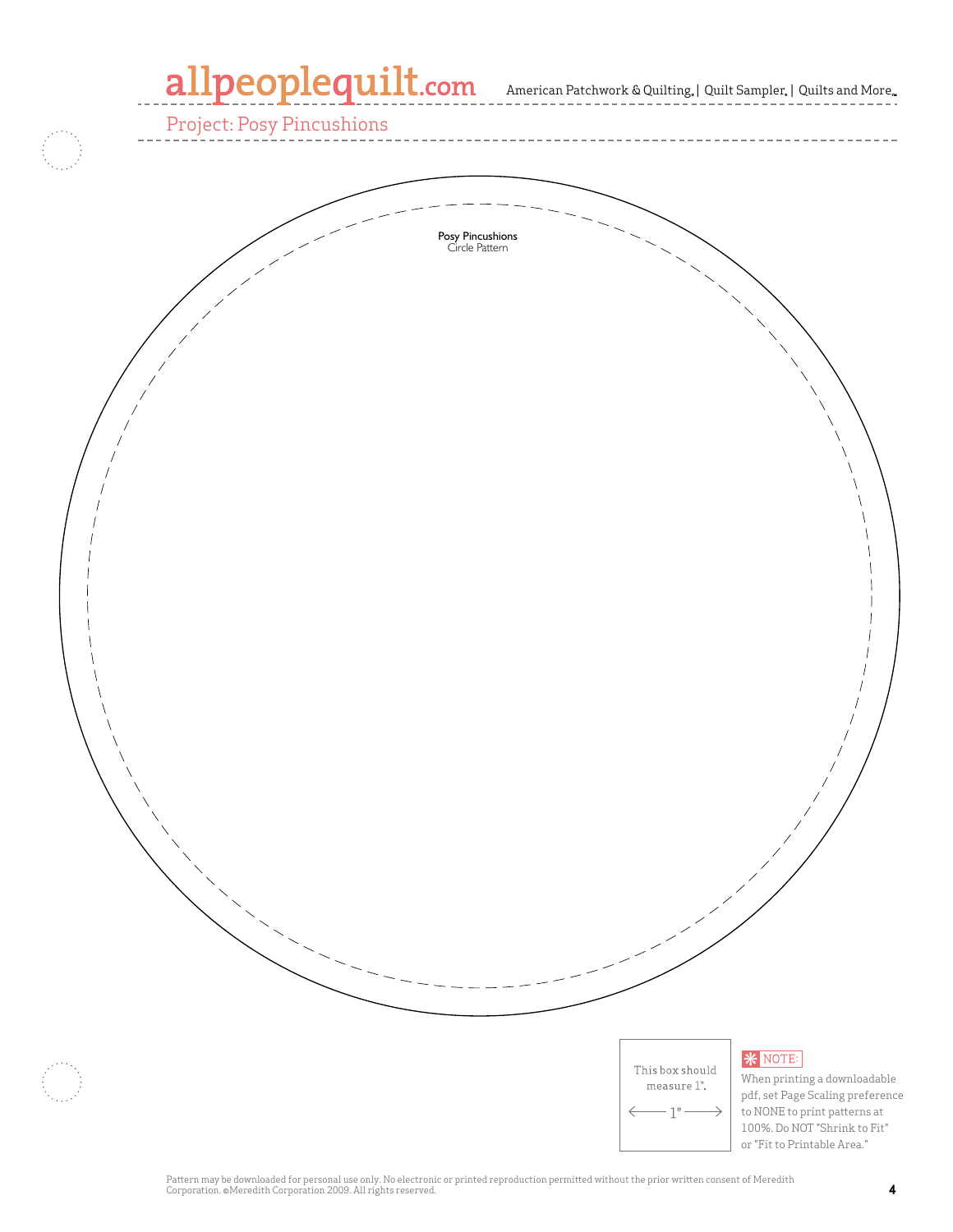## Project: Posy Pincushions

Posy Pincushions
Circle Pattern

This box should measure 1".

1"

**NOTE:** When printing a downloadable pdf, set Page Scaling preference to NONE to print patterns at 100%. Do NOT "Shrink to Fit" or "Fit to Printable Area."

Pattern may be downloaded for personal use only. No electronic or printed reproduction permitted without the prior written consent of Meredith Corporation. ©Meredith Corporation 2009. All rights reserved.